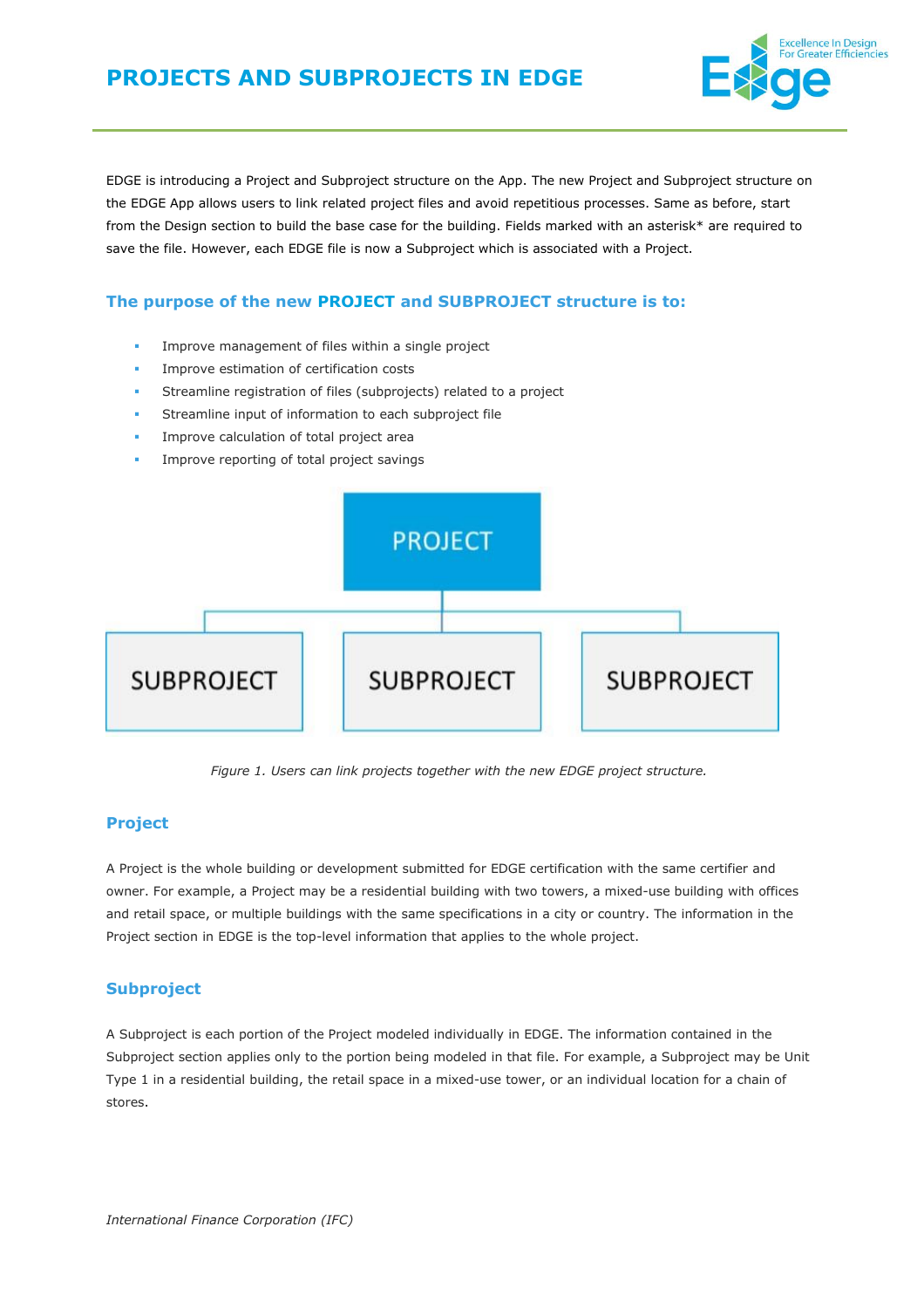# PROJECTS AND SUBPROJECTS IN EDGE

EDGE is introducing a Project and Subproject structure on the App. The new Project and Subproject structure on the EDGE App allows users to link related project files and avoid repetitious processes. Same as before, start from the Design section to build the base case for the building. Fields marked with an asterisk* are required to save the file. However, each EDGE file is now a Subproject which is associated with a Project.

## The purpose of the new PROJECT and SUBPROJECT structure is to:

- Improve management of files within a single project
- Improve estimation of certification costs
- Streamline registration of files (subprojects) related to a project
- Streamline input of information to each subproject file
- Improve calculation of total project area
- Improve reporting of total project savings

PROJECT

SUBPROJECT | SUBPROJECT | SUBPROJECT

*Figure 1. Users can link projects together with the new EDGE project structure.*

### Project

A Project is the whole building or development submitted for EDGE certification with the same certifier and owner. For example, a Project may be a residential building with two towers, a mixed-use building with offices and retail space, or multiple buildings with the same specifications in a city or country. The information in the Project section in EDGE is the top-level information that applies to the whole project.

### Subproject

A Subproject is each portion of the Project modeled individually in EDGE. The information contained in the Subproject section applies only to the portion being modeled in that file. For example, a Subproject may be Unit Type 1 in a residential building, the retail space in a mixed-use tower, or an individual location for a chain of stores.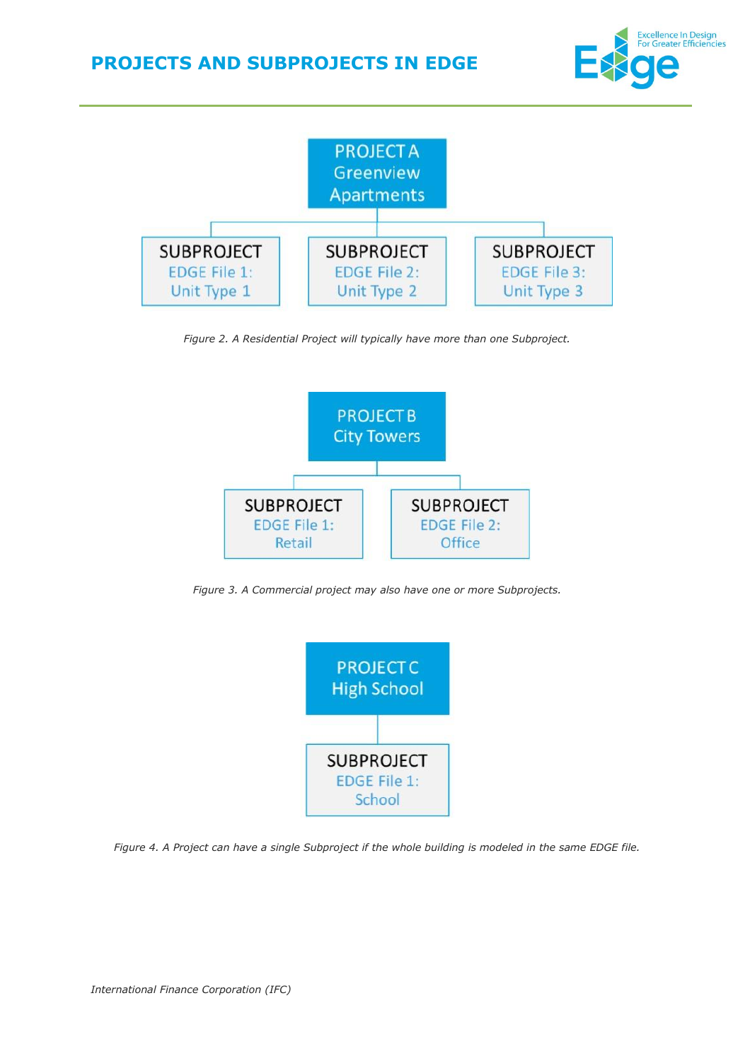# PROJECTS AND SUBPROJECTS IN EDGE

PROJECT A
Greenview Apartments

SUBPROJECT
EDGE File 1:
Unit Type 1

SUBPROJECT
EDGE File 2:
Unit Type 2

SUBPROJECT
EDGE File 3:
Unit Type 3

*Figure 2. A Residential Project will typically have more than one Subproject.*

PROJECT B
City Towers

SUBPROJECT
EDGE File 1:
Retail

SUBPROJECT
EDGE File 2:
Office

*Figure 3. A Commercial project may also have one or more Subprojects.*

PROJECT C
High School

SUBPROJECT
EDGE File 1:
School

*Figure 4. A Project can have a single Subproject if the whole building is modeled in the same EDGE file.*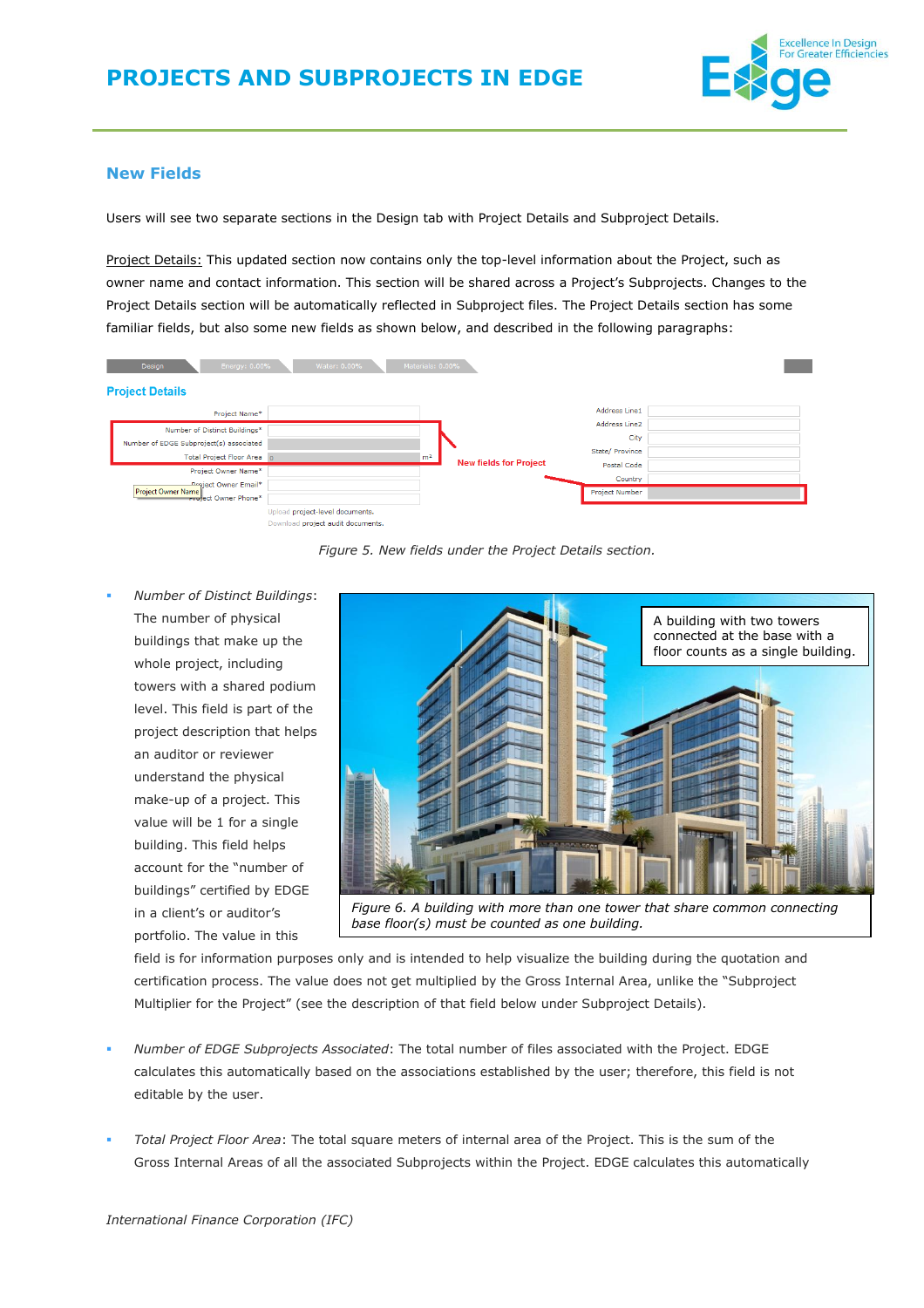## New Fields

Users will see two separate sections in the Design tab with Project Details and Subproject Details.

Project Details: This updated section now contains only the top-level information about the Project, such as owner name and contact information. This section will be shared across a Project's Subprojects. Changes to the Project Details section will be automatically reflected in Subproject files. The Project Details section has some familiar fields, but also some new fields as shown below, and described in the following paragraphs:

*Figure 5. New fields under the Project Details section.*

*Figure 6. A building with more than one tower that share common connecting base floor(s) must be counted as one building.*

- *Number of Distinct Buildings*: The number of physical buildings that make up the whole project, including towers with a shared podium level. This field is part of the project description that helps an auditor or reviewer understand the physical make-up of a project. This value will be 1 for a single building. This field helps account for the "number of buildings" certified by EDGE in a client's or auditor's portfolio. The value in this field is for information purposes only and is intended to help visualize the building during the quotation and certification process. The value does not get multiplied by the Gross Internal Area, unlike the "Subproject Multiplier for the Project" (see the description of that field below under Subproject Details).
- *Number of EDGE Subprojects Associated*: The total number of files associated with the Project. EDGE calculates this automatically based on the associations established by the user; therefore, this field is not editable by the user.
- *Total Project Floor Area*: The total square meters of internal area of the Project. This is the sum of the Gross Internal Areas of all the associated Subprojects within the Project. EDGE calculates this automatically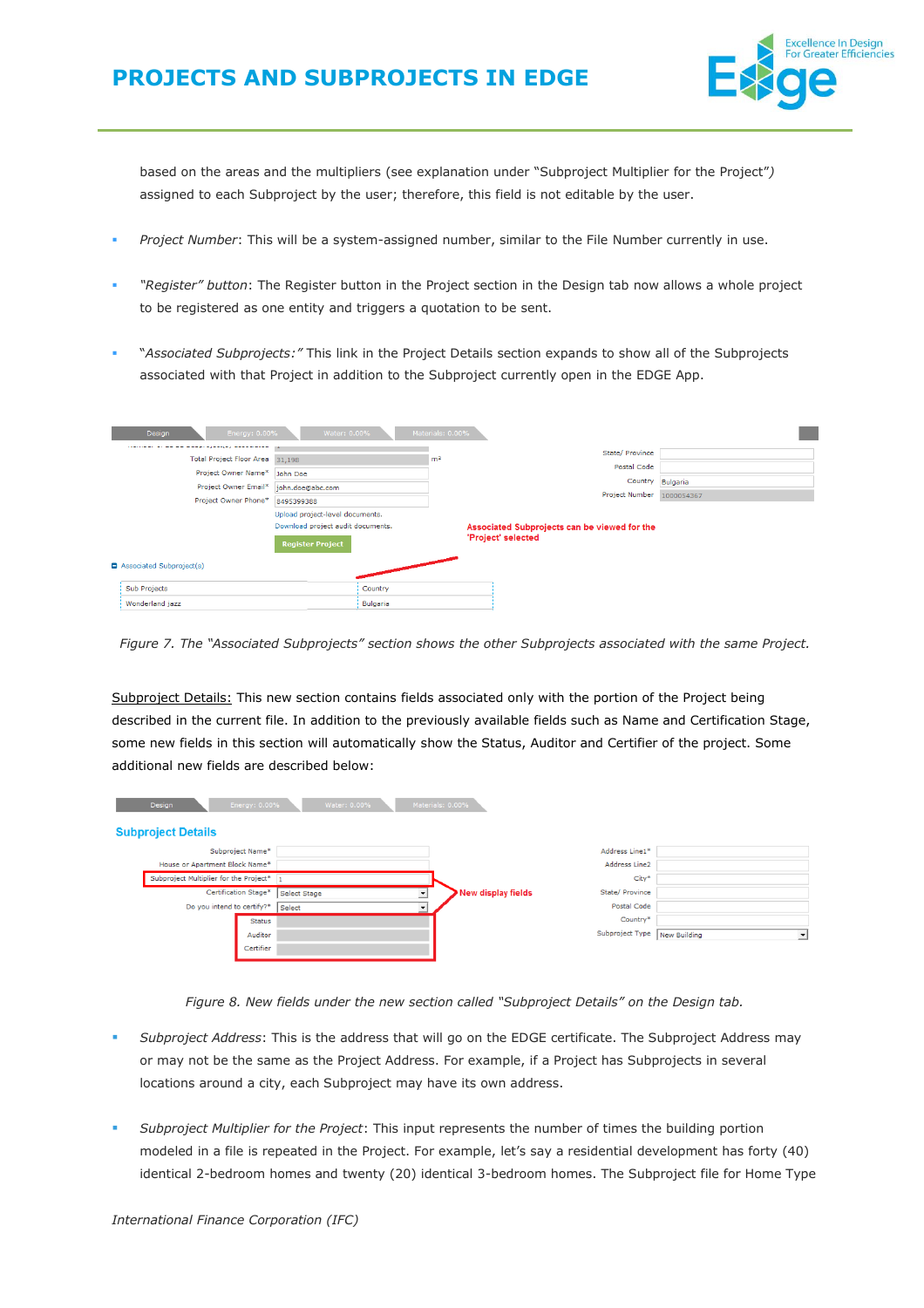based on the areas and the multipliers (see explanation under "Subproject Multiplier for the Project") assigned to each Subproject by the user; therefore, this field is not editable by the user.

- *Project Number*: This will be a system-assigned number, similar to the File Number currently in use.
- *"Register" button*: The Register button in the Project section in the Design tab now allows a whole project to be registered as one entity and triggers a quotation to be sent.
- *"Associated Subprojects:"* This link in the Project Details section expands to show all of the Subprojects associated with that Project in addition to the Subproject currently open in the EDGE App.

*Figure 7. The "Associated Subprojects" section shows the other Subprojects associated with the same Project.*

Subproject Details: This new section contains fields associated only with the portion of the Project being described in the current file. In addition to the previously available fields such as Name and Certification Stage, some new fields in this section will automatically show the Status, Auditor and Certifier of the project. Some additional new fields are described below:

*Figure 8. New fields under the new section called "Subproject Details" on the Design tab.*

- *Subproject Address*: This is the address that will go on the EDGE certificate. The Subproject Address may or may not be the same as the Project Address. For example, if a Project has Subprojects in several locations around a city, each Subproject may have its own address.
- *Subproject Multiplier for the Project*: This input represents the number of times the building portion modeled in a file is repeated in the Project. For example, let's say a residential development has forty (40) identical 2-bedroom homes and twenty (20) identical 3-bedroom homes. The Subproject file for Home Type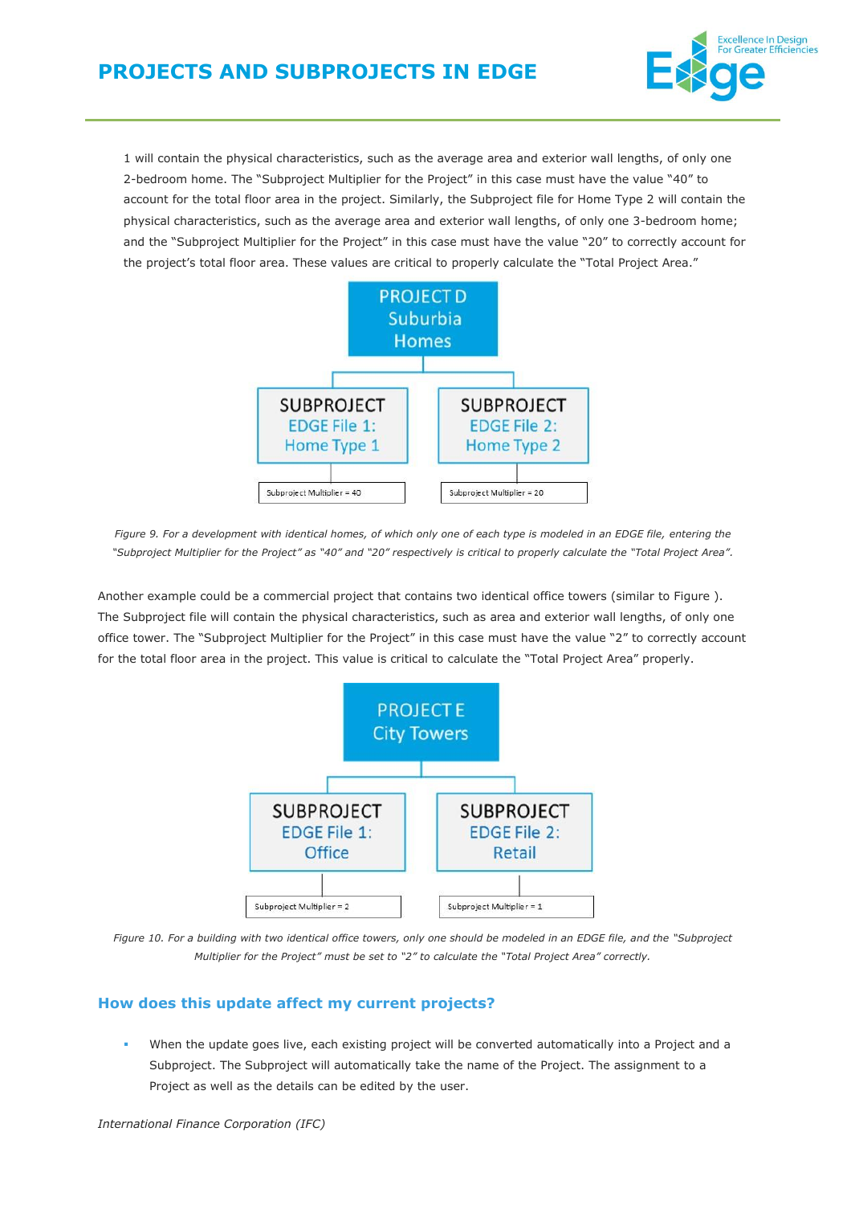1 will contain the physical characteristics, such as the average area and exterior wall lengths, of only one 2-bedroom home. The "Subproject Multiplier for the Project" in this case must have the value "40" to account for the total floor area in the project. Similarly, the Subproject file for Home Type 2 will contain the physical characteristics, such as the average area and exterior wall lengths, of only one 3-bedroom home; and the "Subproject Multiplier for the Project" in this case must have the value "20" to correctly account for the project's total floor area. These values are critical to properly calculate the "Total Project Area."

PROJECT D
Suburbia
Homes

SUBPROJECT
EDGE File 1:
Home Type 1

Subproject Multiplier = 40

SUBPROJECT
EDGE File 2:
Home Type 2

Subproject Multiplier = 20

*Figure 9. For a development with identical homes, of which only one of each type is modeled in an EDGE file, entering the "Subproject Multiplier for the Project" as "40" and "20" respectively is critical to properly calculate the "Total Project Area".*

Another example could be a commercial project that contains two identical office towers (similar to Figure ). The Subproject file will contain the physical characteristics, such as area and exterior wall lengths, of only one office tower. The "Subproject Multiplier for the Project" in this case must have the value "2" to correctly account for the total floor area in the project. This value is critical to calculate the "Total Project Area" properly.

PROJECT E
City Towers

SUBPROJECT
EDGE File 1:
Office

Subproject Multiplier = 2

SUBPROJECT
EDGE File 2:
Retail

Subproject Multiplier = 1

*Figure 10. For a building with two identical office towers, only one should be modeled in an EDGE file, and the "Subproject Multiplier for the Project" must be set to "2" to calculate the "Total Project Area" correctly.*

### How does this update affect my current projects?

- When the update goes live, each existing project will be converted automatically into a Project and a Subproject. The Subproject will automatically take the name of the Project. The assignment to a Project as well as the details can be edited by the user.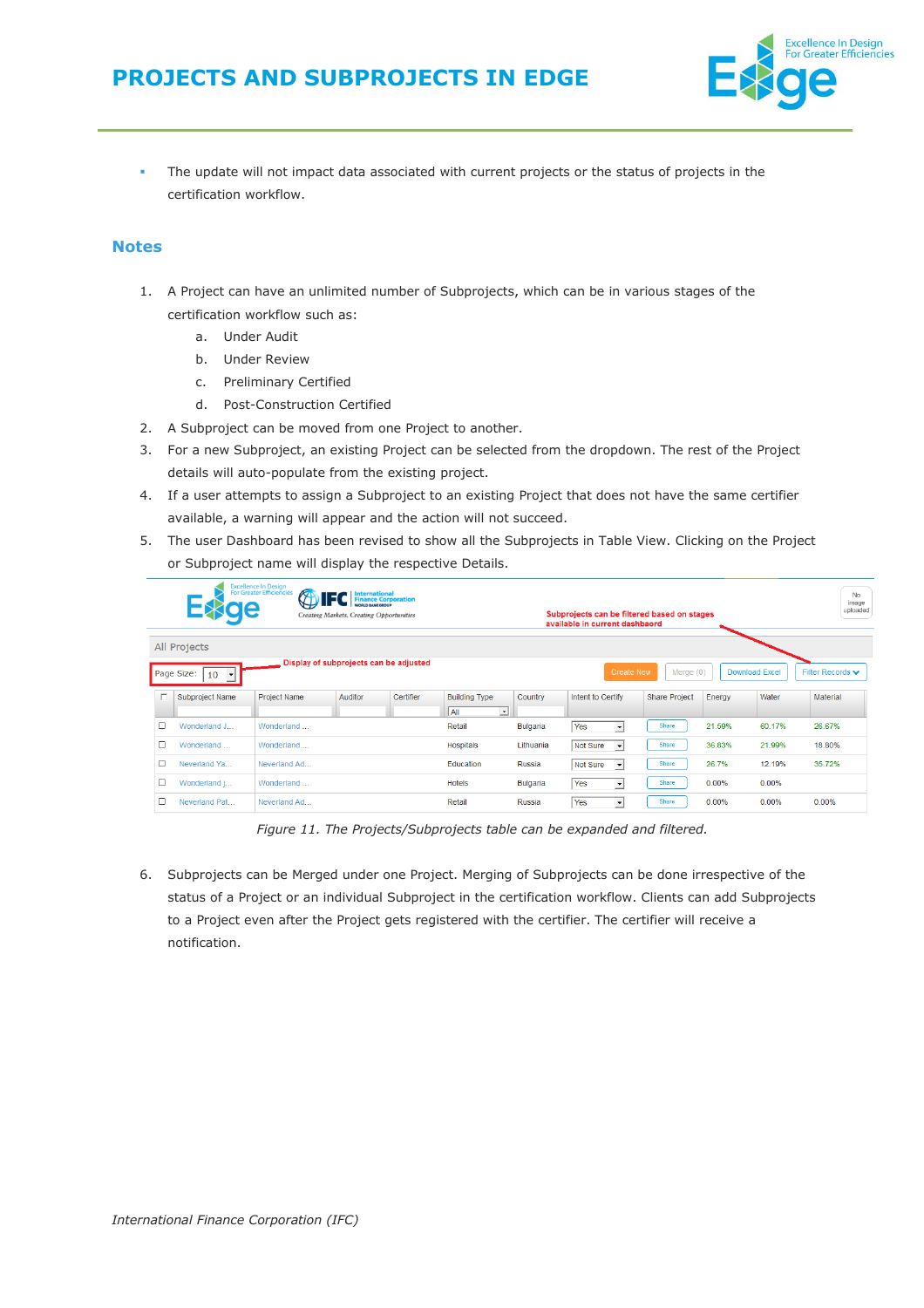- The update will not impact data associated with current projects or the status of projects in the certification workflow.

## Notes

1. A Project can have an unlimited number of Subprojects, which can be in various stages of the certification workflow such as:
   a. Under Audit
   b. Under Review
   c. Preliminary Certified
   d. Post-Construction Certified
2. A Subproject can be moved from one Project to another.
3. For a new Subproject, an existing Project can be selected from the dropdown. The rest of the Project details will auto-populate from the existing project.
4. If a user attempts to assign a Subproject to an existing Project that does not have the same certifier available, a warning will appear and the action will not succeed.
5. The user Dashboard has been revised to show all the Subprojects in Table View. Clicking on the Project or Subproject name will display the respective Details.

*Figure 11. The Projects/Subprojects table can be expanded and filtered.*

6. Subprojects can be Merged under one Project. Merging of Subprojects can be done irrespective of the status of a Project or an individual Subproject in the certification workflow. Clients can add Subprojects to a Project even after the Project gets registered with the certifier. The certifier will receive a notification.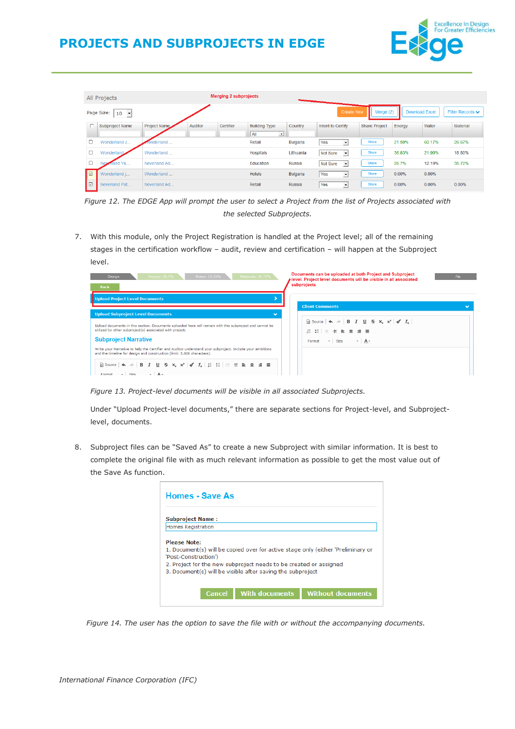# PROJECTS AND SUBPROJECTS IN EDGE

Figure 12. The EDGE App will prompt the user to select a Project from the list of Projects associated with the selected Subprojects.

7. With this module, only the Project Registration is handled at the Project level; all of the remaining stages in the certification workflow – audit, review and certification – will happen at the Subproject level.

Figure 13. Project-level documents will be visible in all associated Subprojects.

Under "Upload Project-level documents," there are separate sections for Project-level, and Subproject-level, documents.

8. Subproject files can be "Saved As" to create a new Subproject with similar information. It is best to complete the original file with as much relevant information as possible to get the most value out of the Save As function.

Figure 14. The user has the option to save the file with or without the accompanying documents.